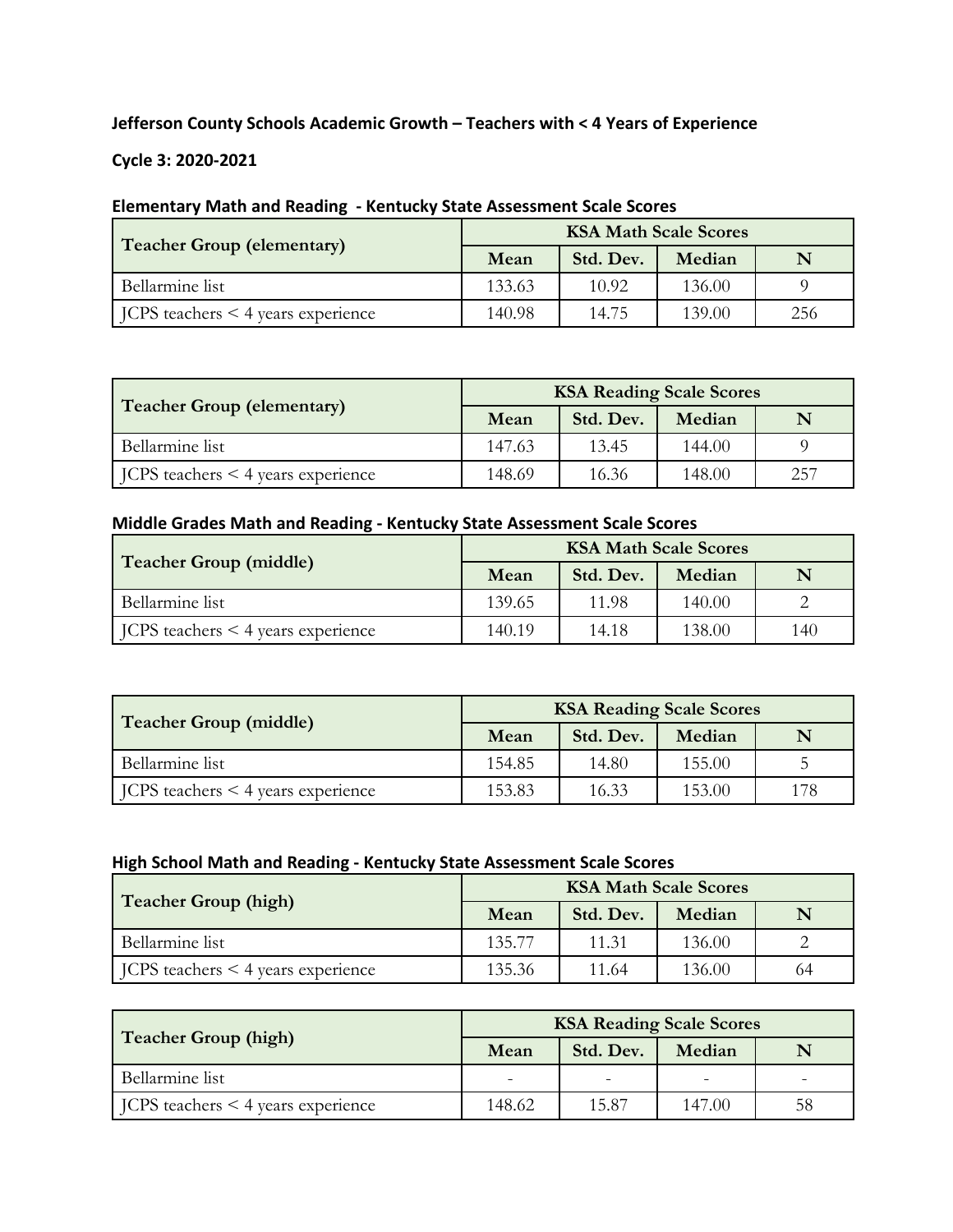**Jefferson County Schools Academic Growth – Teachers with < 4 Years of Experience**

**Cycle 3: 2020-2021**

### Elementary Math and Reading - Kentucky State Assessment Scale Scores

| Teacher Group (elementary) | KSA Math Scale Scores | | | |
|---|---|---|---|---|
| | Mean | Std. Dev. | Median | N |
| Bellarmine list | 133.63 | 10.92 | 136.00 | 9 |
| JCPS teachers < 4 years experience | 140.98 | 14.75 | 139.00 | 256 |

| Teacher Group (elementary) | KSA Reading Scale Scores | | | |
|---|---|---|---|---|
| | Mean | Std. Dev. | Median | N |
| Bellarmine list | 147.63 | 13.45 | 144.00 | 9 |
| JCPS teachers < 4 years experience | 148.69 | 16.36 | 148.00 | 257 |

### Middle Grades Math and Reading - Kentucky State Assessment Scale Scores

| Teacher Group (middle) | KSA Math Scale Scores | | | |
|---|---|---|---|---|
| | Mean | Std. Dev. | Median | N |
| Bellarmine list | 139.65 | 11.98 | 140.00 | 2 |
| JCPS teachers < 4 years experience | 140.19 | 14.18 | 138.00 | 140 |

| Teacher Group (middle) | KSA Reading Scale Scores | | | |
|---|---|---|---|---|
| | Mean | Std. Dev. | Median | N |
| Bellarmine list | 154.85 | 14.80 | 155.00 | 5 |
| JCPS teachers < 4 years experience | 153.83 | 16.33 | 153.00 | 178 |

### High School Math and Reading - Kentucky State Assessment Scale Scores

| Teacher Group (high) | KSA Math Scale Scores | | | |
|---|---|---|---|---|
| | Mean | Std. Dev. | Median | N |
| Bellarmine list | 135.77 | 11.31 | 136.00 | 2 |
| JCPS teachers < 4 years experience | 135.36 | 11.64 | 136.00 | 64 |

| Teacher Group (high) | KSA Reading Scale Scores | | | |
|---|---|---|---|---|
| | Mean | Std. Dev. | Median | N |
| Bellarmine list | - | - | - | - |
| JCPS teachers < 4 years experience | 148.62 | 15.87 | 147.00 | 58 |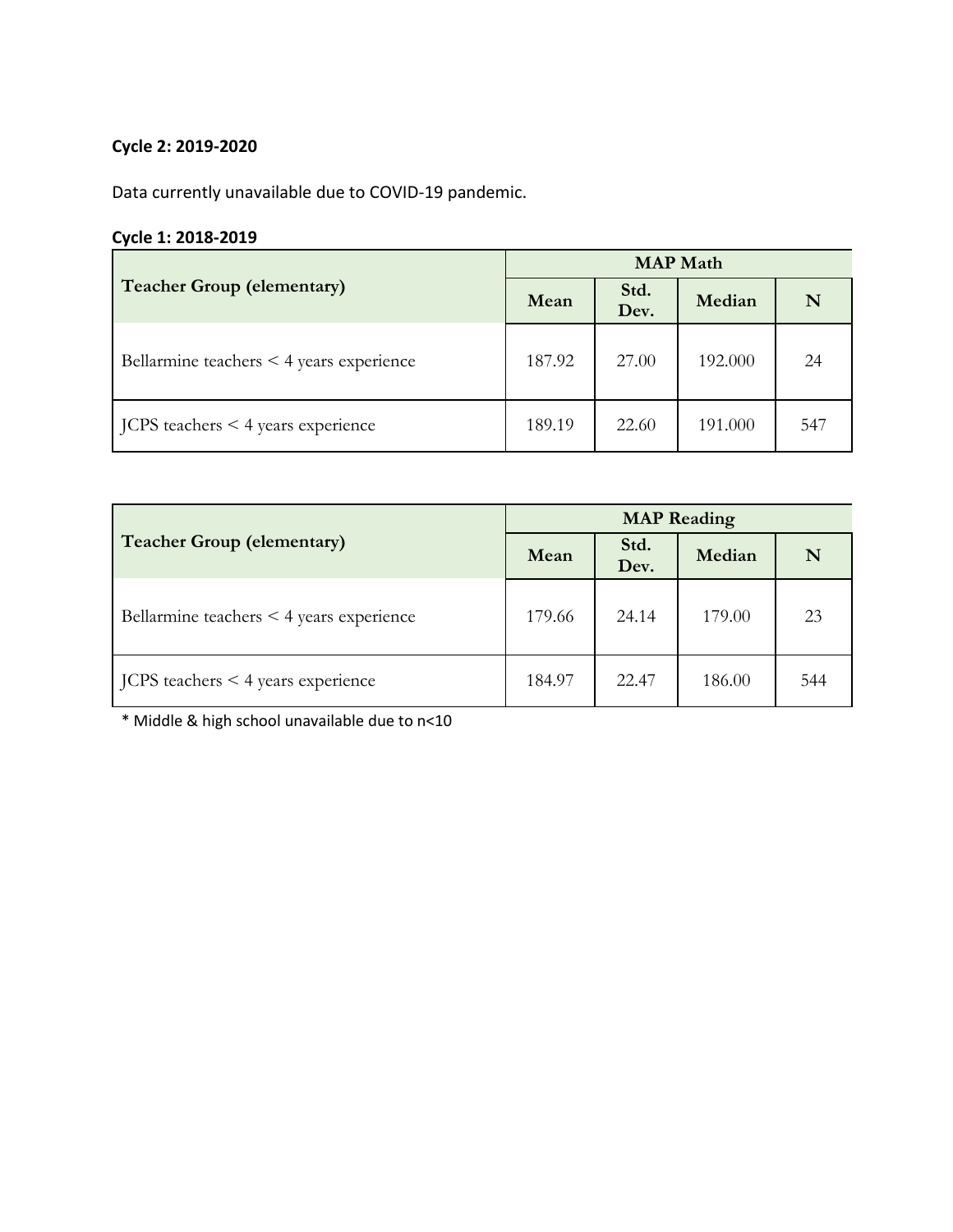**Cycle 2: 2019-2020**

Data currently unavailable due to COVID-19 pandemic.

**Cycle 1: 2018-2019**

| Teacher Group (elementary) | MAP Math | | | |
|---|---|---|---|---|
| | Mean | Std. Dev. | Median | N |
| Bellarmine teachers < 4 years experience | 187.92 | 27.00 | 192.000 | 24 |
| JCPS teachers < 4 years experience | 189.19 | 22.60 | 191.000 | 547 |

| Teacher Group (elementary) | MAP Reading | | | |
|---|---|---|---|---|
| | Mean | Std. Dev. | Median | N |
| Bellarmine teachers < 4 years experience | 179.66 | 24.14 | 179.00 | 23 |
| JCPS teachers < 4 years experience | 184.97 | 22.47 | 186.00 | 544 |

* Middle & high school unavailable due to n<10